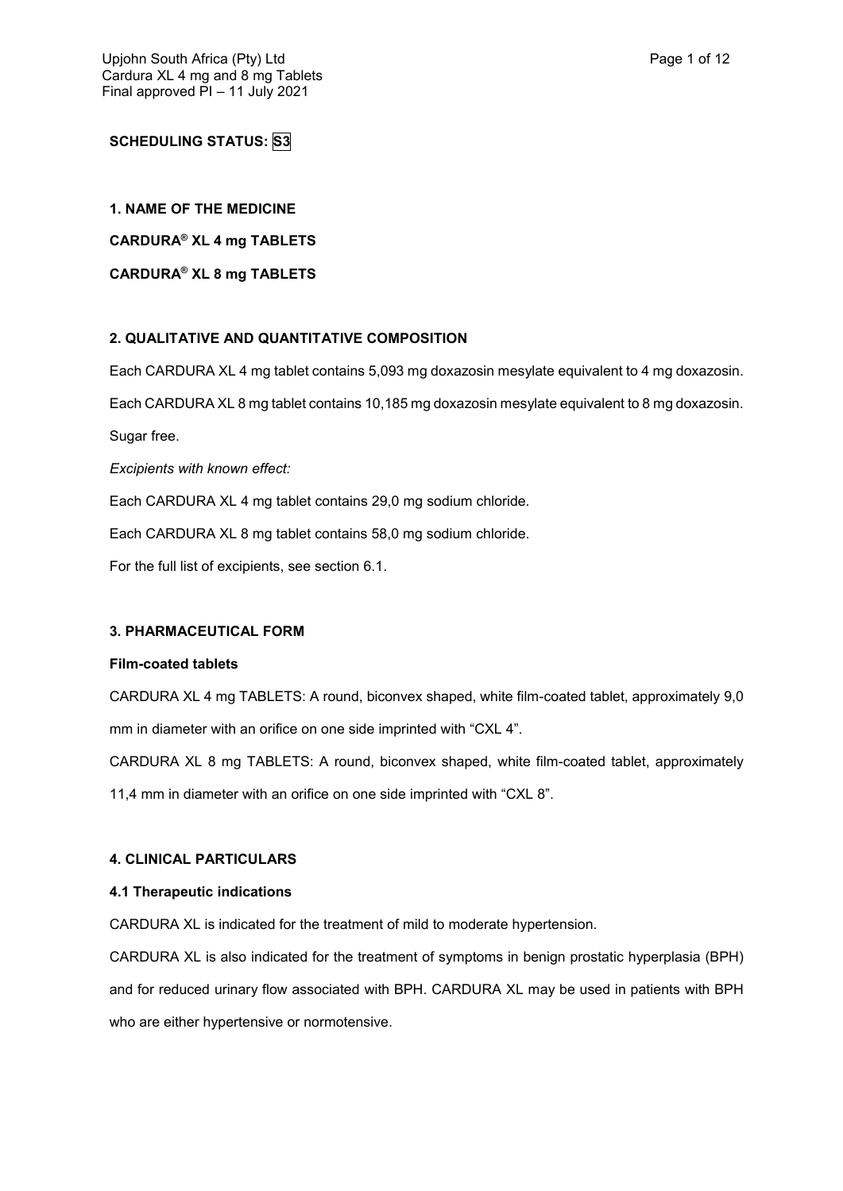**SCHEDULING STATUS: S3**

## 1. NAME OF THE MEDICINE

**CARDURA® XL 4 mg TABLETS**

**CARDURA® XL 8 mg TABLETS**

## 2. QUALITATIVE AND QUANTITATIVE COMPOSITION

Each CARDURA XL 4 mg tablet contains 5,093 mg doxazosin mesylate equivalent to 4 mg doxazosin.

Each CARDURA XL 8 mg tablet contains 10,185 mg doxazosin mesylate equivalent to 8 mg doxazosin.

Sugar free.

*Excipients with known effect:*

Each CARDURA XL 4 mg tablet contains 29,0 mg sodium chloride.

Each CARDURA XL 8 mg tablet contains 58,0 mg sodium chloride.

For the full list of excipients, see section 6.1.

## 3. PHARMACEUTICAL FORM

**Film-coated tablets**

CARDURA XL 4 mg TABLETS: A round, biconvex shaped, white film-coated tablet, approximately 9,0 mm in diameter with an orifice on one side imprinted with "CXL 4".

CARDURA XL 8 mg TABLETS: A round, biconvex shaped, white film-coated tablet, approximately 11,4 mm in diameter with an orifice on one side imprinted with "CXL 8".

## 4. CLINICAL PARTICULARS

### 4.1 Therapeutic indications

CARDURA XL is indicated for the treatment of mild to moderate hypertension.

CARDURA XL is also indicated for the treatment of symptoms in benign prostatic hyperplasia (BPH) and for reduced urinary flow associated with BPH. CARDURA XL may be used in patients with BPH who are either hypertensive or normotensive.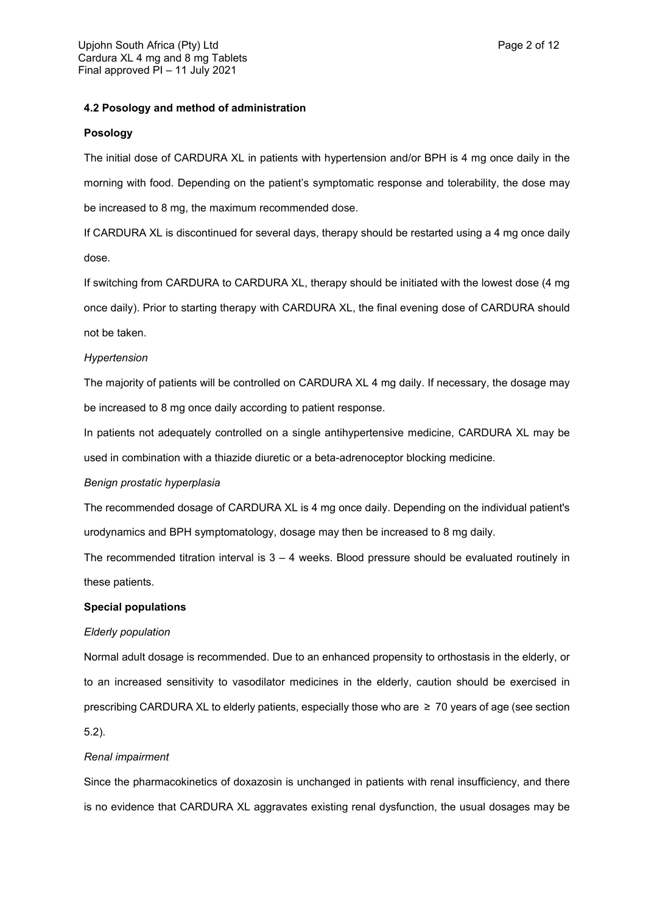### 4.2 Posology and method of administration

**Posology**

The initial dose of CARDURA XL in patients with hypertension and/or BPH is 4 mg once daily in the morning with food. Depending on the patient's symptomatic response and tolerability, the dose may be increased to 8 mg, the maximum recommended dose.

If CARDURA XL is discontinued for several days, therapy should be restarted using a 4 mg once daily dose.

If switching from CARDURA to CARDURA XL, therapy should be initiated with the lowest dose (4 mg once daily). Prior to starting therapy with CARDURA XL, the final evening dose of CARDURA should not be taken.

*Hypertension*

The majority of patients will be controlled on CARDURA XL 4 mg daily. If necessary, the dosage may be increased to 8 mg once daily according to patient response.

In patients not adequately controlled on a single antihypertensive medicine, CARDURA XL may be used in combination with a thiazide diuretic or a beta-adrenoceptor blocking medicine.

*Benign prostatic hyperplasia*

The recommended dosage of CARDURA XL is 4 mg once daily. Depending on the individual patient's urodynamics and BPH symptomatology, dosage may then be increased to 8 mg daily.

The recommended titration interval is 3 – 4 weeks. Blood pressure should be evaluated routinely in these patients.

**Special populations**

*Elderly population*

Normal adult dosage is recommended. Due to an enhanced propensity to orthostasis in the elderly, or to an increased sensitivity to vasodilator medicines in the elderly, caution should be exercised in prescribing CARDURA XL to elderly patients, especially those who are $\geq$ 70 years of age (see section 5.2).

*Renal impairment*

Since the pharmacokinetics of doxazosin is unchanged in patients with renal insufficiency, and there is no evidence that CARDURA XL aggravates existing renal dysfunction, the usual dosages may be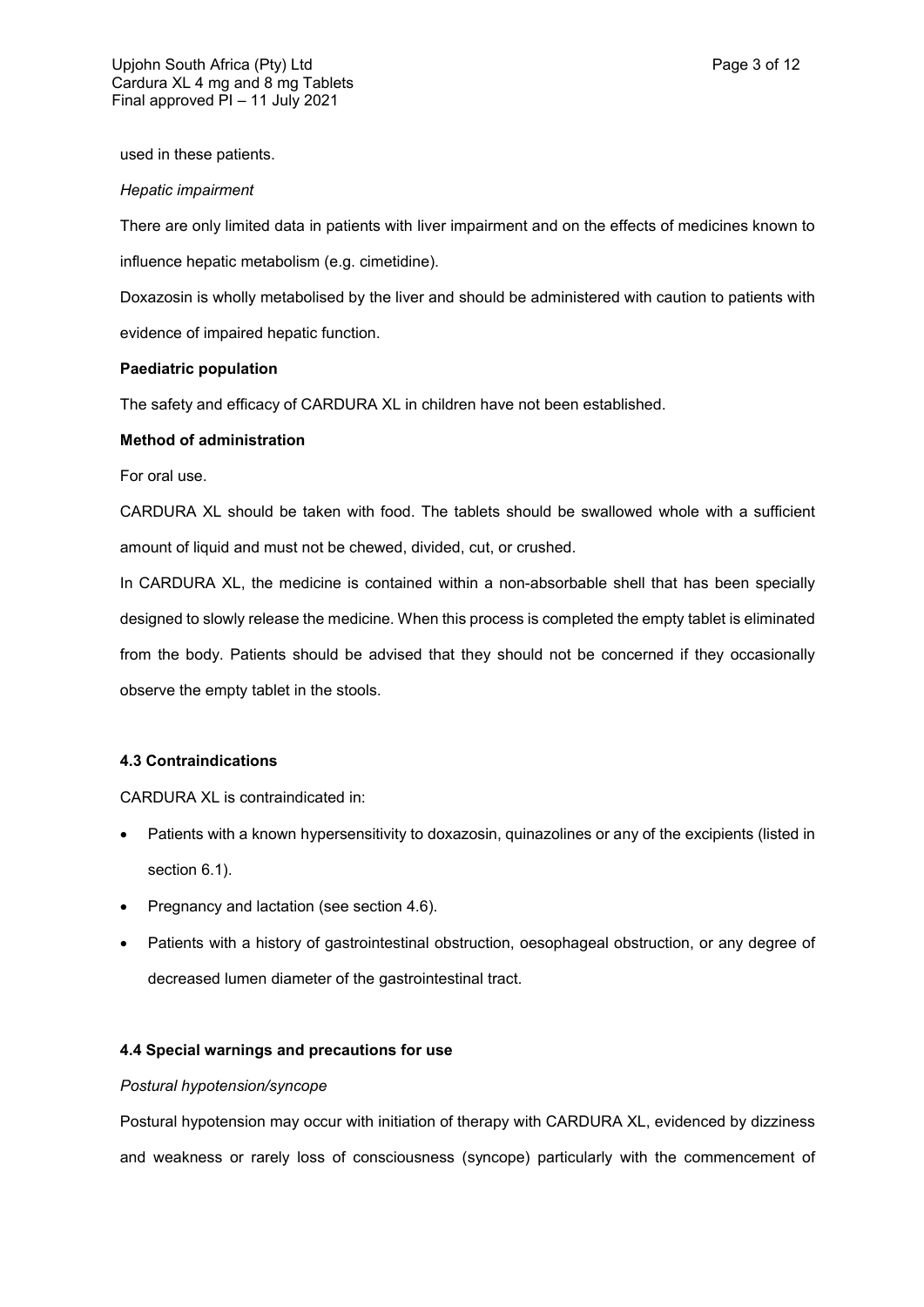used in these patients.

*Hepatic impairment*

There are only limited data in patients with liver impairment and on the effects of medicines known to influence hepatic metabolism (e.g. cimetidine).

Doxazosin is wholly metabolised by the liver and should be administered with caution to patients with evidence of impaired hepatic function.

**Paediatric population**

The safety and efficacy of CARDURA XL in children have not been established.

**Method of administration**

For oral use.

CARDURA XL should be taken with food. The tablets should be swallowed whole with a sufficient amount of liquid and must not be chewed, divided, cut, or crushed.

In CARDURA XL, the medicine is contained within a non-absorbable shell that has been specially designed to slowly release the medicine. When this process is completed the empty tablet is eliminated from the body. Patients should be advised that they should not be concerned if they occasionally observe the empty tablet in the stools.

### 4.3 Contraindications

CARDURA XL is contraindicated in:

- Patients with a known hypersensitivity to doxazosin, quinazolines or any of the excipients (listed in section 6.1).
- Pregnancy and lactation (see section 4.6).
- Patients with a history of gastrointestinal obstruction, oesophageal obstruction, or any degree of decreased lumen diameter of the gastrointestinal tract.

### 4.4 Special warnings and precautions for use

*Postural hypotension/syncope*

Postural hypotension may occur with initiation of therapy with CARDURA XL, evidenced by dizziness and weakness or rarely loss of consciousness (syncope) particularly with the commencement of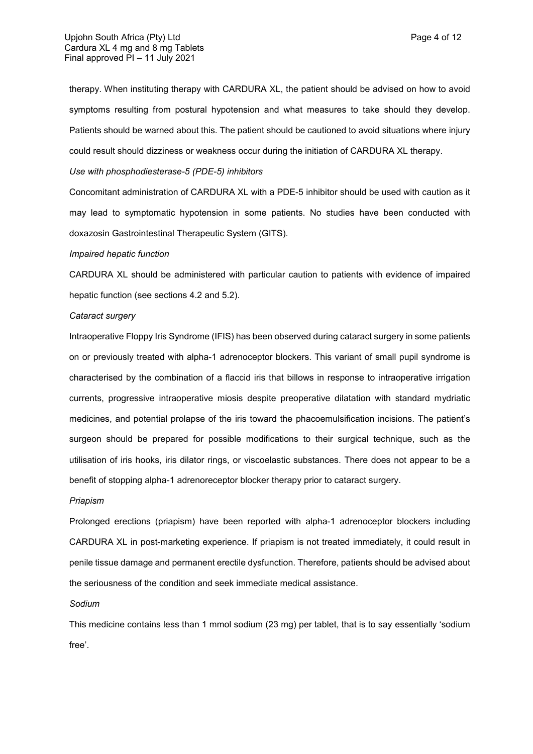therapy. When instituting therapy with CARDURA XL, the patient should be advised on how to avoid symptoms resulting from postural hypotension and what measures to take should they develop. Patients should be warned about this. The patient should be cautioned to avoid situations where injury could result should dizziness or weakness occur during the initiation of CARDURA XL therapy.

*Use with phosphodiesterase-5 (PDE-5) inhibitors*

Concomitant administration of CARDURA XL with a PDE-5 inhibitor should be used with caution as it may lead to symptomatic hypotension in some patients. No studies have been conducted with doxazosin Gastrointestinal Therapeutic System (GITS).

*Impaired hepatic function*

CARDURA XL should be administered with particular caution to patients with evidence of impaired hepatic function (see sections 4.2 and 5.2).

*Cataract surgery*

Intraoperative Floppy Iris Syndrome (IFIS) has been observed during cataract surgery in some patients on or previously treated with alpha-1 adrenoceptor blockers. This variant of small pupil syndrome is characterised by the combination of a flaccid iris that billows in response to intraoperative irrigation currents, progressive intraoperative miosis despite preoperative dilatation with standard mydriatic medicines, and potential prolapse of the iris toward the phacoemulsification incisions. The patient's surgeon should be prepared for possible modifications to their surgical technique, such as the utilisation of iris hooks, iris dilator rings, or viscoelastic substances. There does not appear to be a benefit of stopping alpha-1 adrenoreceptor blocker therapy prior to cataract surgery.

*Priapism*

Prolonged erections (priapism) have been reported with alpha-1 adrenoceptor blockers including CARDURA XL in post-marketing experience. If priapism is not treated immediately, it could result in penile tissue damage and permanent erectile dysfunction. Therefore, patients should be advised about the seriousness of the condition and seek immediate medical assistance.

*Sodium*

This medicine contains less than 1 mmol sodium (23 mg) per tablet, that is to say essentially 'sodium free'.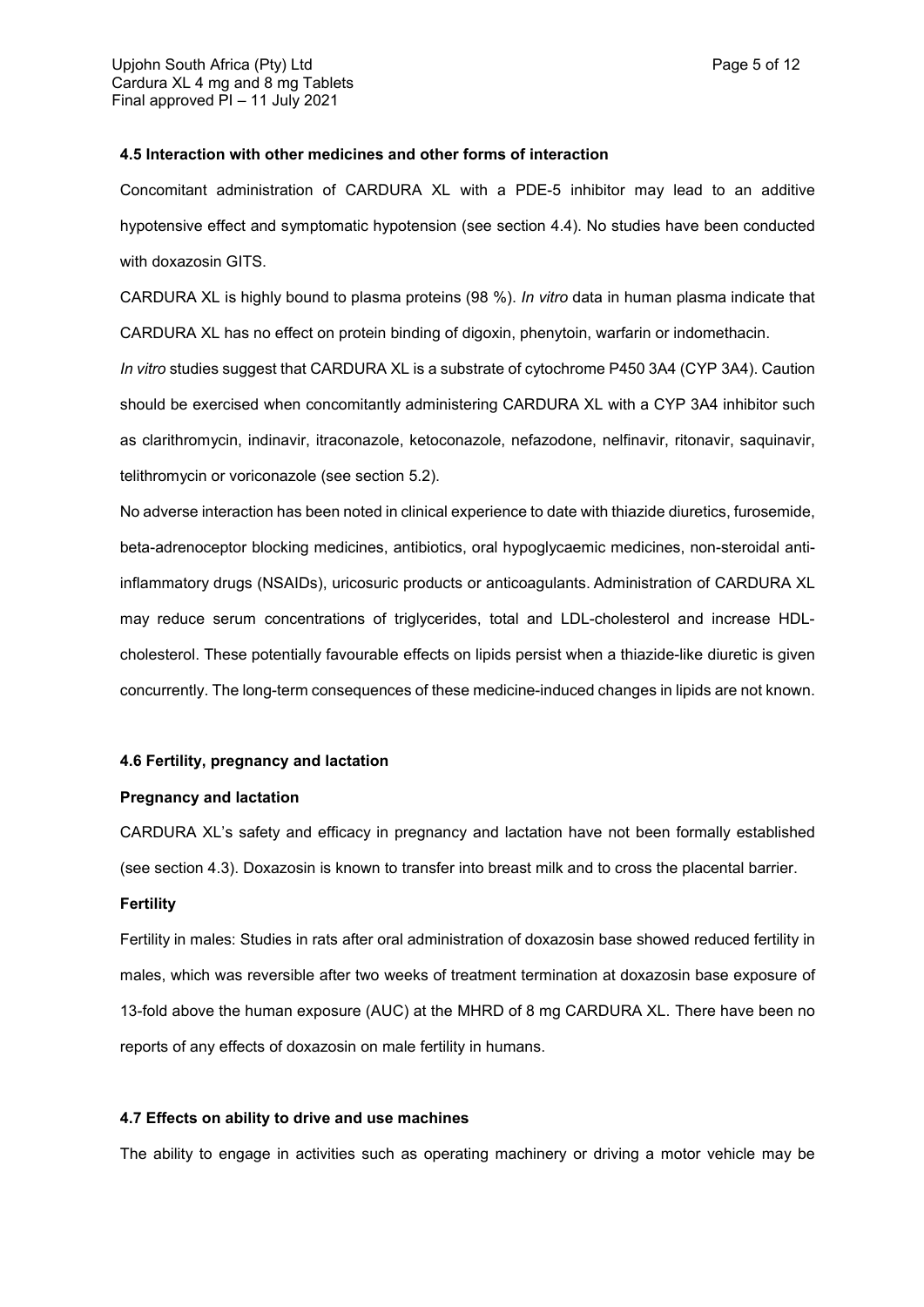#### 4.5 Interaction with other medicines and other forms of interaction

Concomitant administration of CARDURA XL with a PDE-5 inhibitor may lead to an additive hypotensive effect and symptomatic hypotension (see section 4.4). No studies have been conducted with doxazosin GITS.

CARDURA XL is highly bound to plasma proteins (98 %). *In vitro* data in human plasma indicate that CARDURA XL has no effect on protein binding of digoxin, phenytoin, warfarin or indomethacin.

*In vitro* studies suggest that CARDURA XL is a substrate of cytochrome P450 3A4 (CYP 3A4). Caution should be exercised when concomitantly administering CARDURA XL with a CYP 3A4 inhibitor such as clarithromycin, indinavir, itraconazole, ketoconazole, nefazodone, nelfinavir, ritonavir, saquinavir, telithromycin or voriconazole (see section 5.2).

No adverse interaction has been noted in clinical experience to date with thiazide diuretics, furosemide, beta-adrenoceptor blocking medicines, antibiotics, oral hypoglycaemic medicines, non-steroidal anti-inflammatory drugs (NSAIDs), uricosuric products or anticoagulants. Administration of CARDURA XL may reduce serum concentrations of triglycerides, total and LDL-cholesterol and increase HDL-cholesterol. These potentially favourable effects on lipids persist when a thiazide-like diuretic is given concurrently. The long-term consequences of these medicine-induced changes in lipids are not known.

#### 4.6 Fertility, pregnancy and lactation

**Pregnancy and lactation**

CARDURA XL's safety and efficacy in pregnancy and lactation have not been formally established (see section 4.3). Doxazosin is known to transfer into breast milk and to cross the placental barrier.

**Fertility**

Fertility in males: Studies in rats after oral administration of doxazosin base showed reduced fertility in males, which was reversible after two weeks of treatment termination at doxazosin base exposure of 13-fold above the human exposure (AUC) at the MHRD of 8 mg CARDURA XL. There have been no reports of any effects of doxazosin on male fertility in humans.

#### 4.7 Effects on ability to drive and use machines

The ability to engage in activities such as operating machinery or driving a motor vehicle may be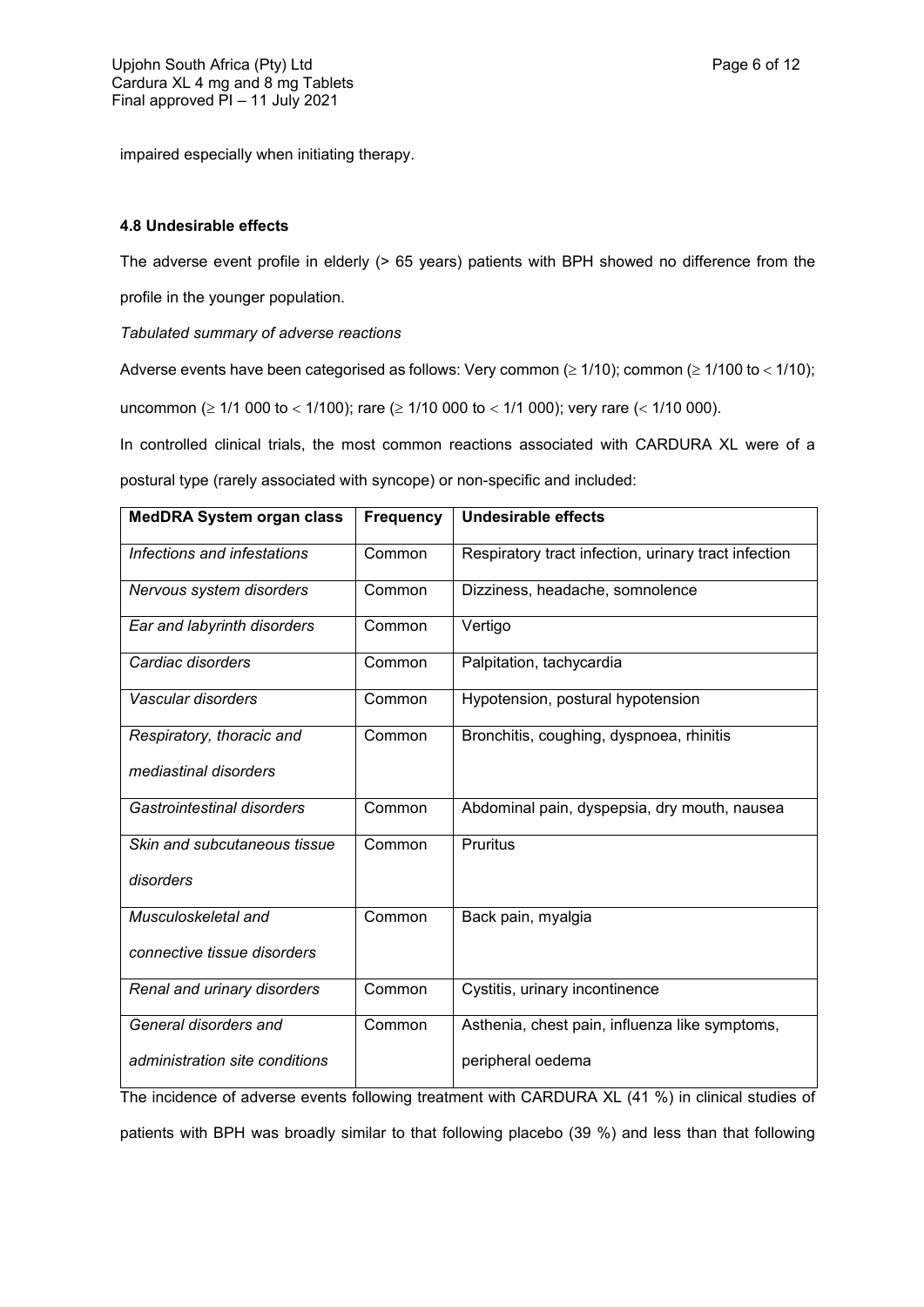impaired especially when initiating therapy.

#### 4.8 Undesirable effects

The adverse event profile in elderly (> 65 years) patients with BPH showed no difference from the profile in the younger population.

*Tabulated summary of adverse reactions*

Adverse events have been categorised as follows: Very common ($\geq$ 1/10); common ($\geq$ 1/100 to $<$ 1/10); uncommon ($\geq$ 1/1 000 to $<$ 1/100); rare ($\geq$ 1/10 000 to $<$ 1/1 000); very rare ($<$ 1/10 000).

In controlled clinical trials, the most common reactions associated with CARDURA XL were of a postural type (rarely associated with syncope) or non-specific and included:

| MedDRA System organ class | Frequency | Undesirable effects |
|---|---|---|
| *Infections and infestations* | Common | Respiratory tract infection, urinary tract infection |
| *Nervous system disorders* | Common | Dizziness, headache, somnolence |
| *Ear and labyrinth disorders* | Common | Vertigo |
| *Cardiac disorders* | Common | Palpitation, tachycardia |
| *Vascular disorders* | Common | Hypotension, postural hypotension |
| *Respiratory, thoracic and mediastinal disorders* | Common | Bronchitis, coughing, dyspnoea, rhinitis |
| *Gastrointestinal disorders* | Common | Abdominal pain, dyspepsia, dry mouth, nausea |
| *Skin and subcutaneous tissue disorders* | Common | Pruritus |
| *Musculoskeletal and connective tissue disorders* | Common | Back pain, myalgia |
| *Renal and urinary disorders* | Common | Cystitis, urinary incontinence |
| *General disorders and administration site conditions* | Common | Asthenia, chest pain, influenza like symptoms, peripheral oedema |

The incidence of adverse events following treatment with CARDURA XL (41 %) in clinical studies of patients with BPH was broadly similar to that following placebo (39 %) and less than that following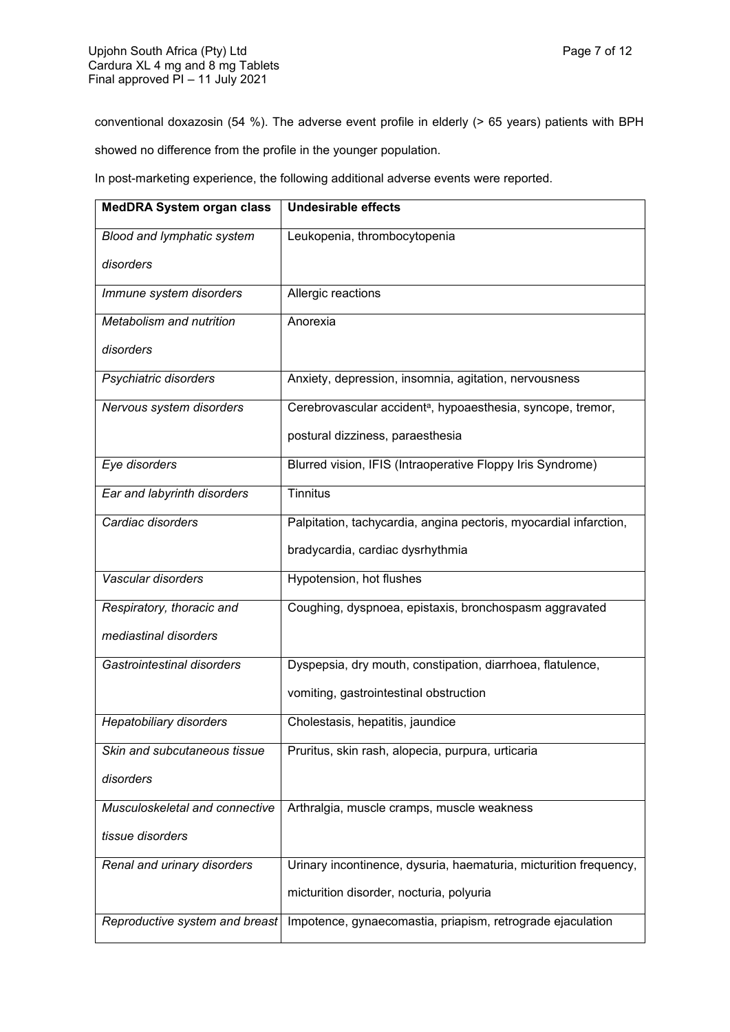conventional doxazosin (54 %). The adverse event profile in elderly (> 65 years) patients with BPH showed no difference from the profile in the younger population.

In post-marketing experience, the following additional adverse events were reported.

| MedDRA System organ class | Undesirable effects |
|---|---|
| *Blood and lymphatic system disorders* | Leukopenia, thrombocytopenia |
| *Immune system disorders* | Allergic reactions |
| *Metabolism and nutrition disorders* | Anorexia |
| *Psychiatric disorders* | Anxiety, depression, insomnia, agitation, nervousness |
| *Nervous system disorders* | Cerebrovascular accident[a], hypoaesthesia, syncope, tremor, postural dizziness, paraesthesia |
| *Eye disorders* | Blurred vision, IFIS (Intraoperative Floppy Iris Syndrome) |
| *Ear and labyrinth disorders* | Tinnitus |
| *Cardiac disorders* | Palpitation, tachycardia, angina pectoris, myocardial infarction, bradycardia, cardiac dysrhythmia |
| *Vascular disorders* | Hypotension, hot flushes |
| *Respiratory, thoracic and mediastinal disorders* | Coughing, dyspnoea, epistaxis, bronchospasm aggravated |
| *Gastrointestinal disorders* | Dyspepsia, dry mouth, constipation, diarrhoea, flatulence, vomiting, gastrointestinal obstruction |
| *Hepatobiliary disorders* | Cholestasis, hepatitis, jaundice |
| *Skin and subcutaneous tissue disorders* | Pruritus, skin rash, alopecia, purpura, urticaria |
| *Musculoskeletal and connective tissue disorders* | Arthralgia, muscle cramps, muscle weakness |
| *Renal and urinary disorders* | Urinary incontinence, dysuria, haematuria, micturition frequency, micturition disorder, nocturia, polyuria |
| *Reproductive system and breast* | Impotence, gynaecomastia, priapism, retrograde ejaculation |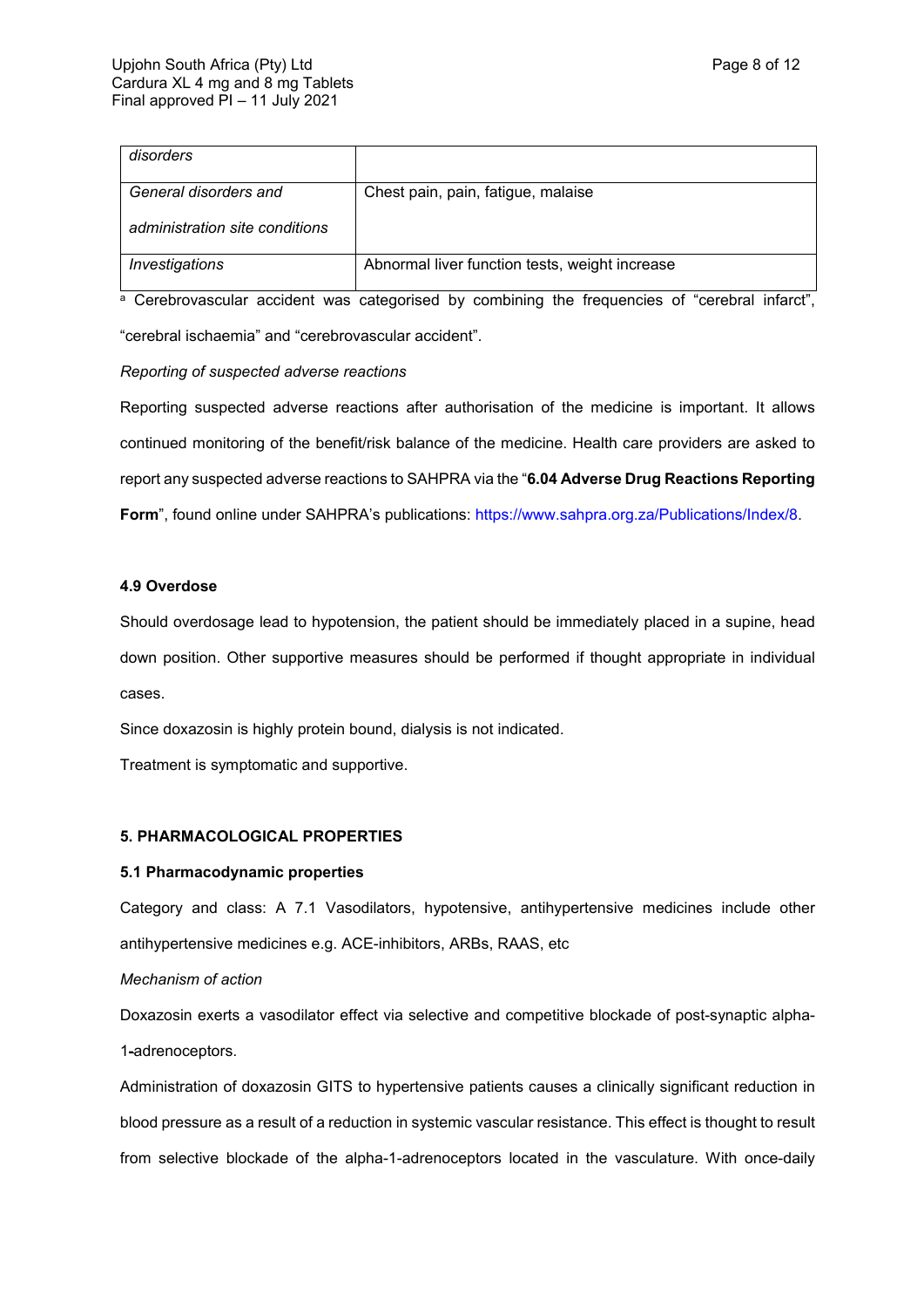| | |
|---|---|
| *disorders* | |
| *General disorders and administration site conditions* | Chest pain, pain, fatigue, malaise |
| *Investigations* | Abnormal liver function tests, weight increase |

[a] Cerebrovascular accident was categorised by combining the frequencies of "cerebral infarct", "cerebral ischaemia" and "cerebrovascular accident".

*Reporting of suspected adverse reactions*

Reporting suspected adverse reactions after authorisation of the medicine is important. It allows continued monitoring of the benefit/risk balance of the medicine. Health care providers are asked to report any suspected adverse reactions to SAHPRA via the "**6.04 Adverse Drug Reactions Reporting Form**", found online under SAHPRA's publications: https://www.sahpra.org.za/Publications/Index/8.

### 4.9 Overdose

Should overdosage lead to hypotension, the patient should be immediately placed in a supine, head down position. Other supportive measures should be performed if thought appropriate in individual cases.

Since doxazosin is highly protein bound, dialysis is not indicated.

Treatment is symptomatic and supportive.

## 5. PHARMACOLOGICAL PROPERTIES

### 5.1 Pharmacodynamic properties

Category and class: A 7.1 Vasodilators, hypotensive, antihypertensive medicines include other antihypertensive medicines e.g. ACE-inhibitors, ARBs, RAAS, etc

*Mechanism of action*

Doxazosin exerts a vasodilator effect via selective and competitive blockade of post-synaptic alpha-1-adrenoceptors.

Administration of doxazosin GITS to hypertensive patients causes a clinically significant reduction in blood pressure as a result of a reduction in systemic vascular resistance. This effect is thought to result from selective blockade of the alpha-1-adrenoceptors located in the vasculature. With once-daily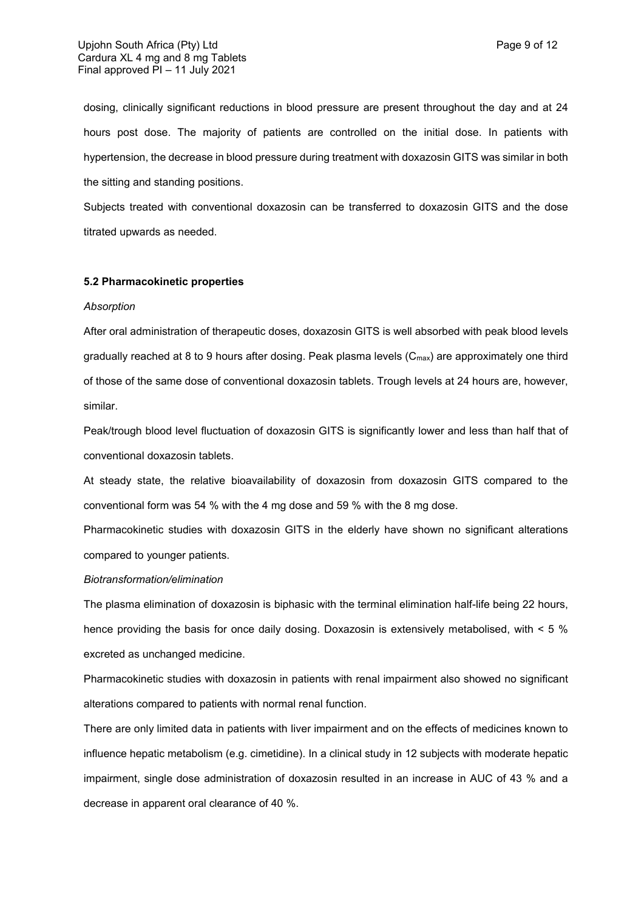dosing, clinically significant reductions in blood pressure are present throughout the day and at 24 hours post dose. The majority of patients are controlled on the initial dose. In patients with hypertension, the decrease in blood pressure during treatment with doxazosin GITS was similar in both the sitting and standing positions.

Subjects treated with conventional doxazosin can be transferred to doxazosin GITS and the dose titrated upwards as needed.

**5.2 Pharmacokinetic properties**

*Absorption*

After oral administration of therapeutic doses, doxazosin GITS is well absorbed with peak blood levels gradually reached at 8 to 9 hours after dosing. Peak plasma levels ($C_{max}$) are approximately one third of those of the same dose of conventional doxazosin tablets. Trough levels at 24 hours are, however, similar.

Peak/trough blood level fluctuation of doxazosin GITS is significantly lower and less than half that of conventional doxazosin tablets.

At steady state, the relative bioavailability of doxazosin from doxazosin GITS compared to the conventional form was 54 % with the 4 mg dose and 59 % with the 8 mg dose.

Pharmacokinetic studies with doxazosin GITS in the elderly have shown no significant alterations compared to younger patients.

*Biotransformation/elimination*

The plasma elimination of doxazosin is biphasic with the terminal elimination half-life being 22 hours, hence providing the basis for once daily dosing. Doxazosin is extensively metabolised, with < 5 % excreted as unchanged medicine.

Pharmacokinetic studies with doxazosin in patients with renal impairment also showed no significant alterations compared to patients with normal renal function.

There are only limited data in patients with liver impairment and on the effects of medicines known to influence hepatic metabolism (e.g. cimetidine). In a clinical study in 12 subjects with moderate hepatic impairment, single dose administration of doxazosin resulted in an increase in AUC of 43 % and a decrease in apparent oral clearance of 40 %.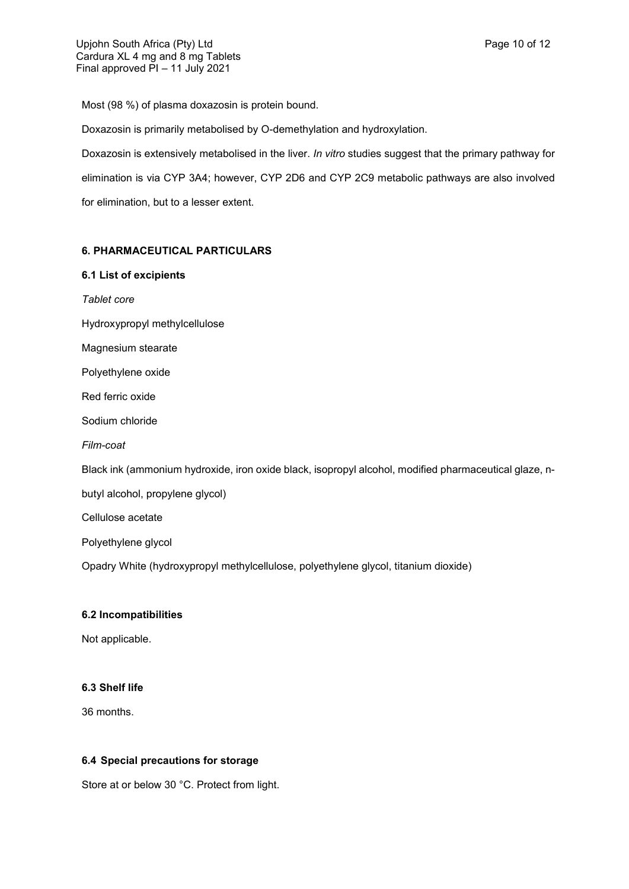Most (98 %) of plasma doxazosin is protein bound.

Doxazosin is primarily metabolised by O-demethylation and hydroxylation.

Doxazosin is extensively metabolised in the liver. *In vitro* studies suggest that the primary pathway for elimination is via CYP 3A4; however, CYP 2D6 and CYP 2C9 metabolic pathways are also involved for elimination, but to a lesser extent.

## 6. PHARMACEUTICAL PARTICULARS

### 6.1 List of excipients

*Tablet core*

Hydroxypropyl methylcellulose

Magnesium stearate

Polyethylene oxide

Red ferric oxide

Sodium chloride

*Film-coat*

Black ink (ammonium hydroxide, iron oxide black, isopropyl alcohol, modified pharmaceutical glaze, n-butyl alcohol, propylene glycol)

Cellulose acetate

Polyethylene glycol

Opadry White (hydroxypropyl methylcellulose, polyethylene glycol, titanium dioxide)

### 6.2 Incompatibilities

Not applicable.

### 6.3 Shelf life

36 months.

### 6.4 Special precautions for storage

Store at or below 30 °C. Protect from light.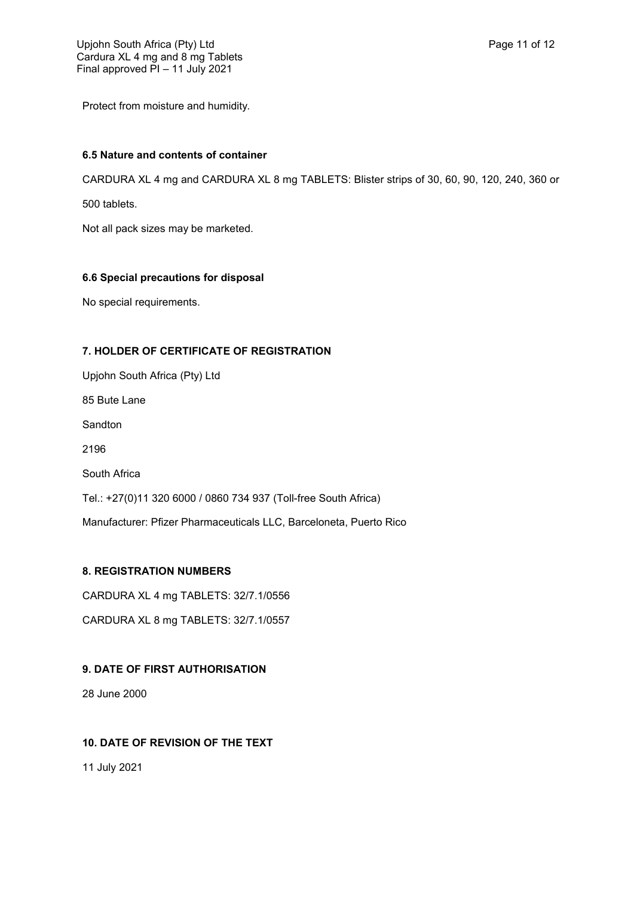Protect from moisture and humidity.

**6.5 Nature and contents of container**

CARDURA XL 4 mg and CARDURA XL 8 mg TABLETS: Blister strips of 30, 60, 90, 120, 240, 360 or 500 tablets.

Not all pack sizes may be marketed.

**6.6 Special precautions for disposal**

No special requirements.

## 7. HOLDER OF CERTIFICATE OF REGISTRATION

Upjohn South Africa (Pty) Ltd

85 Bute Lane

Sandton

2196

South Africa

Tel.: +27(0)11 320 6000 / 0860 734 937 (Toll-free South Africa)

Manufacturer: Pfizer Pharmaceuticals LLC, Barceloneta, Puerto Rico

## 8. REGISTRATION NUMBERS

CARDURA XL 4 mg TABLETS: 32/7.1/0556

CARDURA XL 8 mg TABLETS: 32/7.1/0557

## 9. DATE OF FIRST AUTHORISATION

28 June 2000

## 10. DATE OF REVISION OF THE TEXT

11 July 2021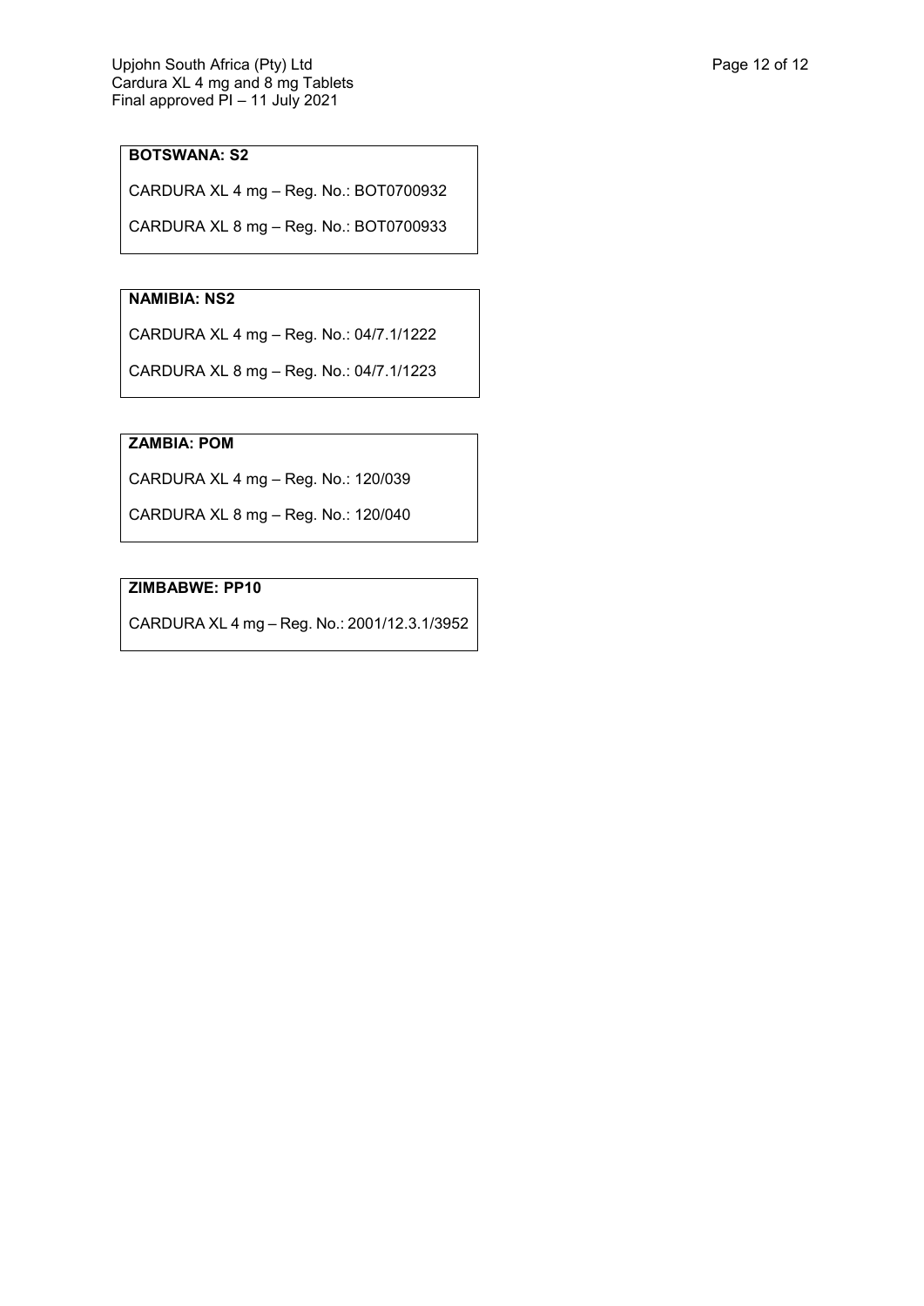**BOTSWANA: S2**

CARDURA XL 4 mg – Reg. No.: BOT0700932

CARDURA XL 8 mg – Reg. No.: BOT0700933

**NAMIBIA: NS2**

CARDURA XL 4 mg – Reg. No.: 04/7.1/1222

CARDURA XL 8 mg – Reg. No.: 04/7.1/1223

**ZAMBIA: POM**

CARDURA XL 4 mg – Reg. No.: 120/039

CARDURA XL 8 mg – Reg. No.: 120/040

**ZIMBABWE: PP10**

CARDURA XL 4 mg – Reg. No.: 2001/12.3.1/3952